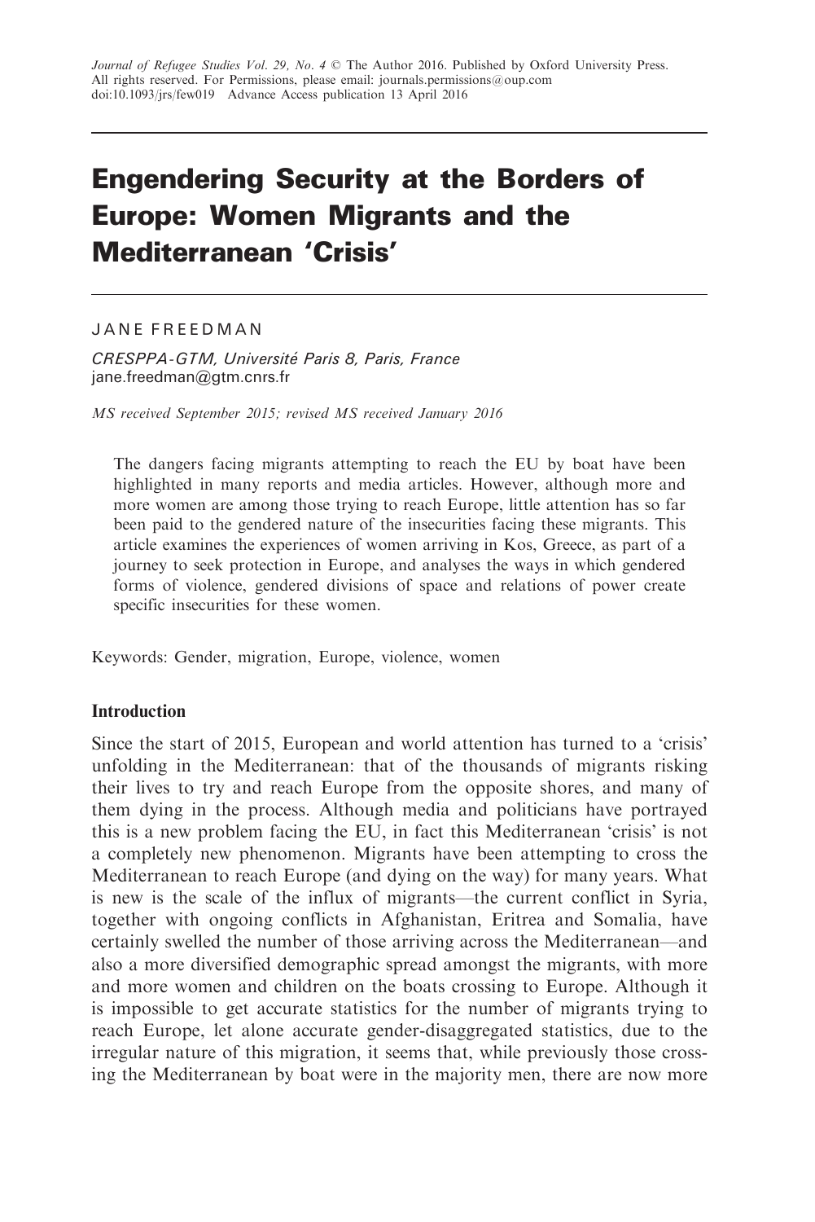Journal of Refugee Studies Vol. 29, No. 4 © The Author 2016. Published by Oxford University Press. All rights reserved. For Permissions, please email: journals.permissions@oup.com doi:10.1093/jrs/few019 Advance Access publication 13 April 2016

# Engendering Security at the Borders of Europe: Women Migrants and the Mediterranean 'Crisis'

JANE FREEDMAN

*CRESPPA-GTM, Université Paris 8, Paris, France*
jane.freedman@gtm.cnrs.fr

*MS received September 2015; revised MS received January 2016*

The dangers facing migrants attempting to reach the EU by boat have been highlighted in many reports and media articles. However, although more and more women are among those trying to reach Europe, little attention has so far been paid to the gendered nature of the insecurities facing these migrants. This article examines the experiences of women arriving in Kos, Greece, as part of a journey to seek protection in Europe, and analyses the ways in which gendered forms of violence, gendered divisions of space and relations of power create specific insecurities for these women.

Keywords: Gender, migration, Europe, violence, women

## Introduction

Since the start of 2015, European and world attention has turned to a 'crisis' unfolding in the Mediterranean: that of the thousands of migrants risking their lives to try and reach Europe from the opposite shores, and many of them dying in the process. Although media and politicians have portrayed this is a new problem facing the EU, in fact this Mediterranean 'crisis' is not a completely new phenomenon. Migrants have been attempting to cross the Mediterranean to reach Europe (and dying on the way) for many years. What is new is the scale of the influx of migrants—the current conflict in Syria, together with ongoing conflicts in Afghanistan, Eritrea and Somalia, have certainly swelled the number of those arriving across the Mediterranean—and also a more diversified demographic spread amongst the migrants, with more and more women and children on the boats crossing to Europe. Although it is impossible to get accurate statistics for the number of migrants trying to reach Europe, let alone accurate gender-disaggregated statistics, due to the irregular nature of this migration, it seems that, while previously those crossing the Mediterranean by boat were in the majority men, there are now more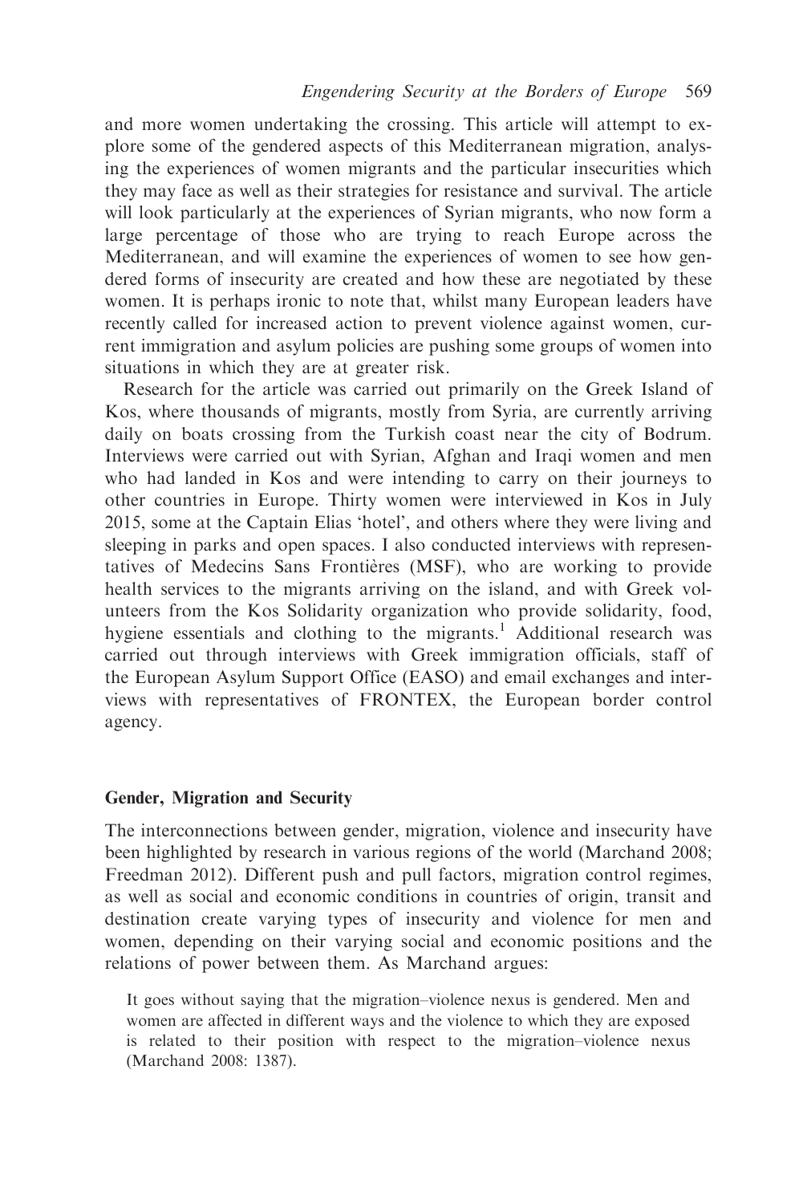and more women undertaking the crossing. This article will attempt to explore some of the gendered aspects of this Mediterranean migration, analysing the experiences of women migrants and the particular insecurities which they may face as well as their strategies for resistance and survival. The article will look particularly at the experiences of Syrian migrants, who now form a large percentage of those who are trying to reach Europe across the Mediterranean, and will examine the experiences of women to see how gendered forms of insecurity are created and how these are negotiated by these women. It is perhaps ironic to note that, whilst many European leaders have recently called for increased action to prevent violence against women, current immigration and asylum policies are pushing some groups of women into situations in which they are at greater risk.

Research for the article was carried out primarily on the Greek Island of Kos, where thousands of migrants, mostly from Syria, are currently arriving daily on boats crossing from the Turkish coast near the city of Bodrum. Interviews were carried out with Syrian, Afghan and Iraqi women and men who had landed in Kos and were intending to carry on their journeys to other countries in Europe. Thirty women were interviewed in Kos in July 2015, some at the Captain Elias 'hotel', and others where they were living and sleeping in parks and open spaces. I also conducted interviews with representatives of Medecins Sans Frontières (MSF), who are working to provide health services to the migrants arriving on the island, and with Greek volunteers from the Kos Solidarity organization who provide solidarity, food, hygiene essentials and clothing to the migrants.[1] Additional research was carried out through interviews with Greek immigration officials, staff of the European Asylum Support Office (EASO) and email exchanges and interviews with representatives of FRONTEX, the European border control agency.

## Gender, Migration and Security

The interconnections between gender, migration, violence and insecurity have been highlighted by research in various regions of the world (Marchand 2008; Freedman 2012). Different push and pull factors, migration control regimes, as well as social and economic conditions in countries of origin, transit and destination create varying types of insecurity and violence for men and women, depending on their varying social and economic positions and the relations of power between them. As Marchand argues:

> It goes without saying that the migration–violence nexus is gendered. Men and women are affected in different ways and the violence to which they are exposed is related to their position with respect to the migration–violence nexus (Marchand 2008: 1387).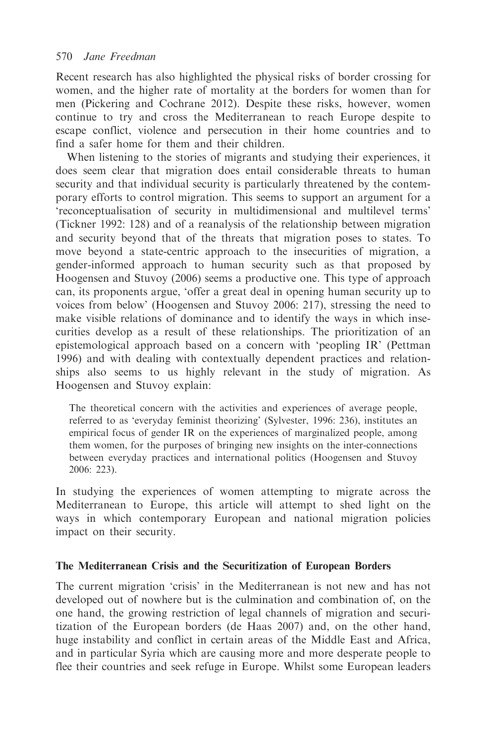Recent research has also highlighted the physical risks of border crossing for women, and the higher rate of mortality at the borders for women than for men (Pickering and Cochrane 2012). Despite these risks, however, women continue to try and cross the Mediterranean to reach Europe despite to escape conflict, violence and persecution in their home countries and to find a safer home for them and their children.

When listening to the stories of migrants and studying their experiences, it does seem clear that migration does entail considerable threats to human security and that individual security is particularly threatened by the contemporary efforts to control migration. This seems to support an argument for a 'reconceptualisation of security in multidimensional and multilevel terms' (Tickner 1992: 128) and of a reanalysis of the relationship between migration and security beyond that of the threats that migration poses to states. To move beyond a state-centric approach to the insecurities of migration, a gender-informed approach to human security such as that proposed by Hoogensen and Stuvoy (2006) seems a productive one. This type of approach can, its proponents argue, 'offer a great deal in opening human security up to voices from below' (Hoogensen and Stuvoy 2006: 217), stressing the need to make visible relations of dominance and to identify the ways in which insecurities develop as a result of these relationships. The prioritization of an epistemological approach based on a concern with 'peopling IR' (Pettman 1996) and with dealing with contextually dependent practices and relationships also seems to us highly relevant in the study of migration. As Hoogensen and Stuvoy explain:

> The theoretical concern with the activities and experiences of average people, referred to as 'everyday feminist theorizing' (Sylvester, 1996: 236), institutes an empirical focus of gender IR on the experiences of marginalized people, among them women, for the purposes of bringing new insights on the inter-connections between everyday practices and international politics (Hoogensen and Stuvoy 2006: 223).

In studying the experiences of women attempting to migrate across the Mediterranean to Europe, this article will attempt to shed light on the ways in which contemporary European and national migration policies impact on their security.

## The Mediterranean Crisis and the Securitization of European Borders

The current migration 'crisis' in the Mediterranean is not new and has not developed out of nowhere but is the culmination and combination of, on the one hand, the growing restriction of legal channels of migration and securitization of the European borders (de Haas 2007) and, on the other hand, huge instability and conflict in certain areas of the Middle East and Africa, and in particular Syria which are causing more and more desperate people to flee their countries and seek refuge in Europe. Whilst some European leaders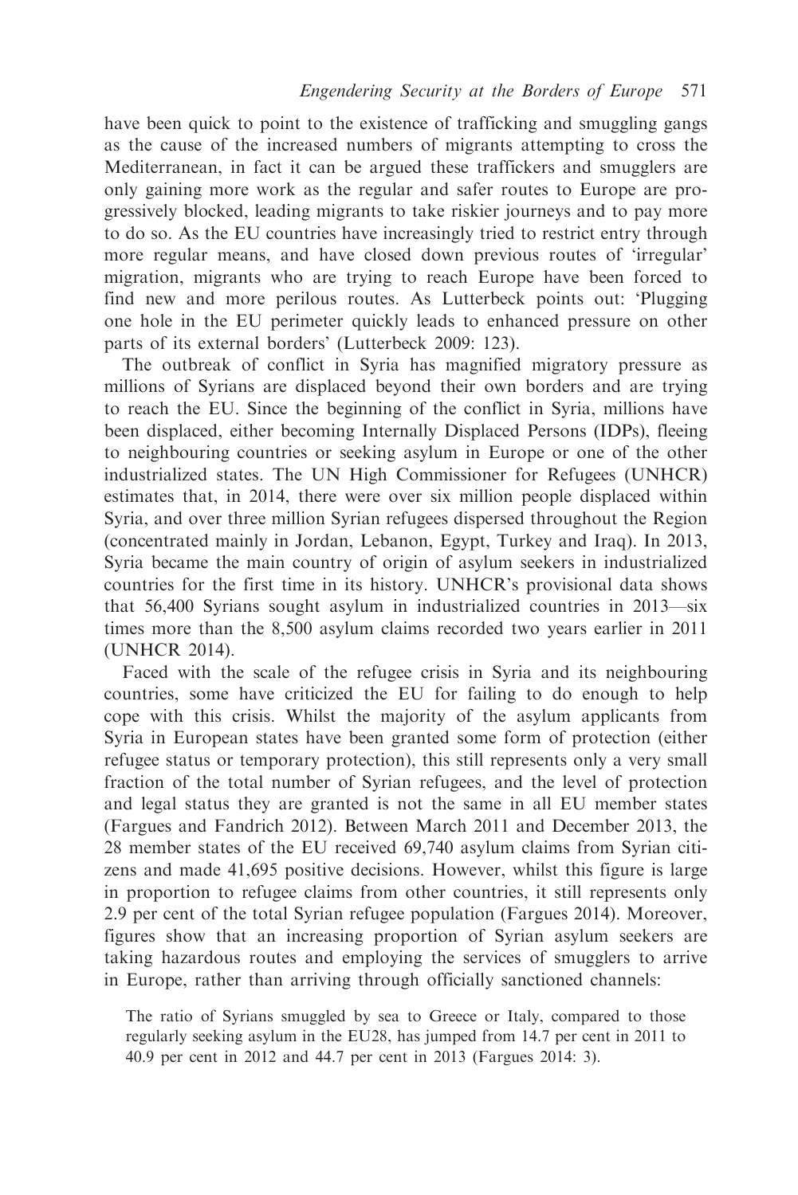have been quick to point to the existence of trafficking and smuggling gangs as the cause of the increased numbers of migrants attempting to cross the Mediterranean, in fact it can be argued these traffickers and smugglers are only gaining more work as the regular and safer routes to Europe are progressively blocked, leading migrants to take riskier journeys and to pay more to do so. As the EU countries have increasingly tried to restrict entry through more regular means, and have closed down previous routes of 'irregular' migration, migrants who are trying to reach Europe have been forced to find new and more perilous routes. As Lutterbeck points out: 'Plugging one hole in the EU perimeter quickly leads to enhanced pressure on other parts of its external borders' (Lutterbeck 2009: 123).

The outbreak of conflict in Syria has magnified migratory pressure as millions of Syrians are displaced beyond their own borders and are trying to reach the EU. Since the beginning of the conflict in Syria, millions have been displaced, either becoming Internally Displaced Persons (IDPs), fleeing to neighbouring countries or seeking asylum in Europe or one of the other industrialized states. The UN High Commissioner for Refugees (UNHCR) estimates that, in 2014, there were over six million people displaced within Syria, and over three million Syrian refugees dispersed throughout the Region (concentrated mainly in Jordan, Lebanon, Egypt, Turkey and Iraq). In 2013, Syria became the main country of origin of asylum seekers in industrialized countries for the first time in its history. UNHCR's provisional data shows that 56,400 Syrians sought asylum in industrialized countries in 2013—six times more than the 8,500 asylum claims recorded two years earlier in 2011 (UNHCR 2014).

Faced with the scale of the refugee crisis in Syria and its neighbouring countries, some have criticized the EU for failing to do enough to help cope with this crisis. Whilst the majority of the asylum applicants from Syria in European states have been granted some form of protection (either refugee status or temporary protection), this still represents only a very small fraction of the total number of Syrian refugees, and the level of protection and legal status they are granted is not the same in all EU member states (Fargues and Fandrich 2012). Between March 2011 and December 2013, the 28 member states of the EU received 69,740 asylum claims from Syrian citizens and made 41,695 positive decisions. However, whilst this figure is large in proportion to refugee claims from other countries, it still represents only 2.9 per cent of the total Syrian refugee population (Fargues 2014). Moreover, figures show that an increasing proportion of Syrian asylum seekers are taking hazardous routes and employing the services of smugglers to arrive in Europe, rather than arriving through officially sanctioned channels:

> The ratio of Syrians smuggled by sea to Greece or Italy, compared to those regularly seeking asylum in the EU28, has jumped from 14.7 per cent in 2011 to 40.9 per cent in 2012 and 44.7 per cent in 2013 (Fargues 2014: 3).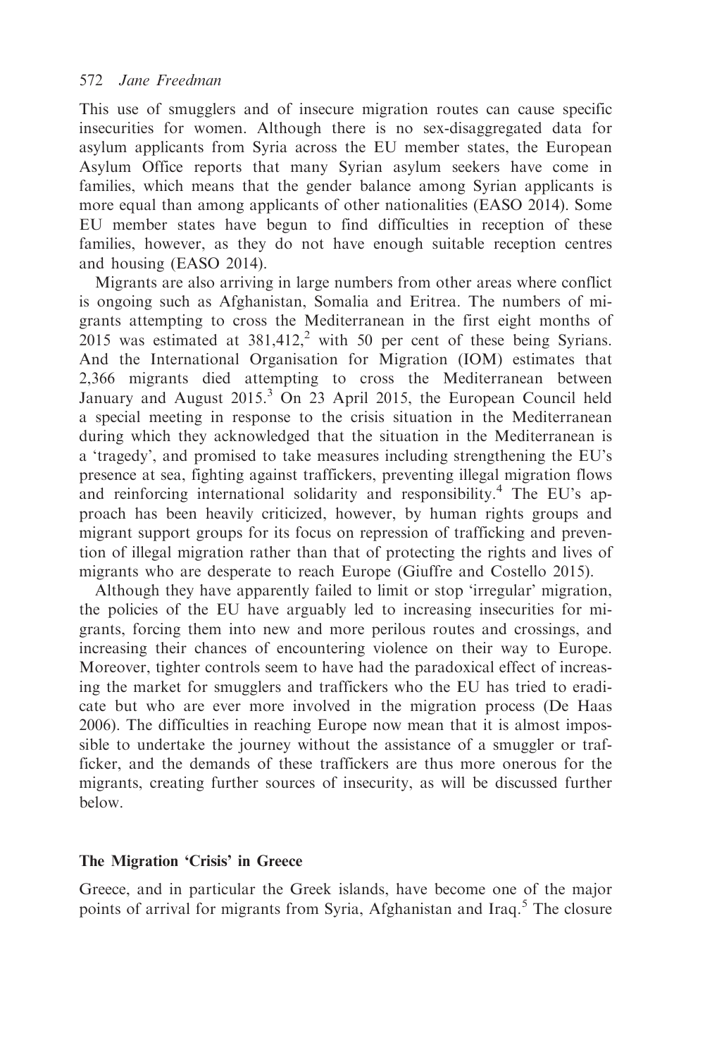This use of smugglers and of insecure migration routes can cause specific insecurities for women. Although there is no sex-disaggregated data for asylum applicants from Syria across the EU member states, the European Asylum Office reports that many Syrian asylum seekers have come in families, which means that the gender balance among Syrian applicants is more equal than among applicants of other nationalities (EASO 2014). Some EU member states have begun to find difficulties in reception of these families, however, as they do not have enough suitable reception centres and housing (EASO 2014).

Migrants are also arriving in large numbers from other areas where conflict is ongoing such as Afghanistan, Somalia and Eritrea. The numbers of migrants attempting to cross the Mediterranean in the first eight months of 2015 was estimated at 381,412,[2] with 50 per cent of these being Syrians. And the International Organisation for Migration (IOM) estimates that 2,366 migrants died attempting to cross the Mediterranean between January and August 2015.[3] On 23 April 2015, the European Council held a special meeting in response to the crisis situation in the Mediterranean during which they acknowledged that the situation in the Mediterranean is a 'tragedy', and promised to take measures including strengthening the EU's presence at sea, fighting against traffickers, preventing illegal migration flows and reinforcing international solidarity and responsibility.[4] The EU's approach has been heavily criticized, however, by human rights groups and migrant support groups for its focus on repression of trafficking and prevention of illegal migration rather than that of protecting the rights and lives of migrants who are desperate to reach Europe (Giuffre and Costello 2015).

Although they have apparently failed to limit or stop 'irregular' migration, the policies of the EU have arguably led to increasing insecurities for migrants, forcing them into new and more perilous routes and crossings, and increasing their chances of encountering violence on their way to Europe. Moreover, tighter controls seem to have had the paradoxical effect of increasing the market for smugglers and traffickers who the EU has tried to eradicate but who are ever more involved in the migration process (De Haas 2006). The difficulties in reaching Europe now mean that it is almost impossible to undertake the journey without the assistance of a smuggler or trafficker, and the demands of these traffickers are thus more onerous for the migrants, creating further sources of insecurity, as will be discussed further below.

## The Migration 'Crisis' in Greece

Greece, and in particular the Greek islands, have become one of the major points of arrival for migrants from Syria, Afghanistan and Iraq.[5] The closure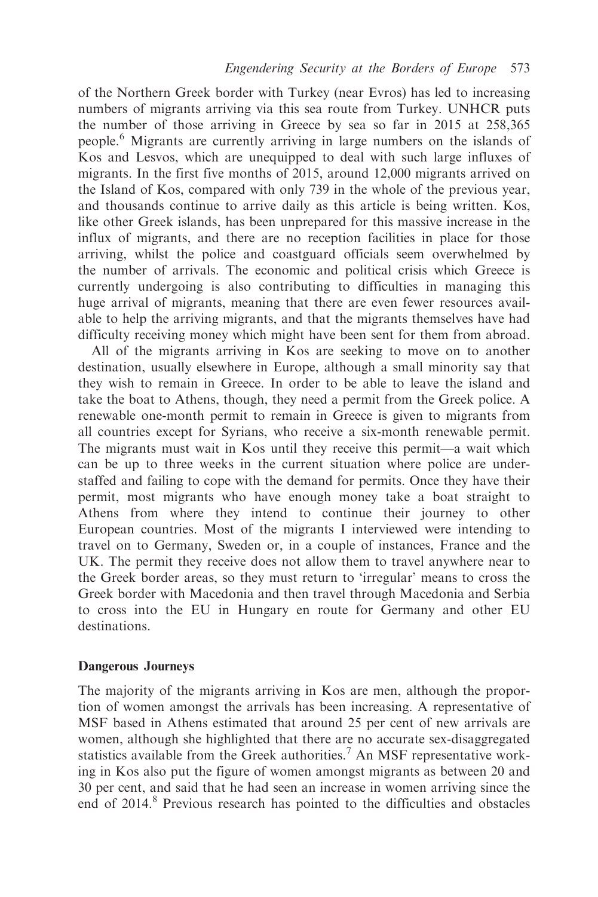of the Northern Greek border with Turkey (near Evros) has led to increasing numbers of migrants arriving via this sea route from Turkey. UNHCR puts the number of those arriving in Greece by sea so far in 2015 at 258,365 people.[6] Migrants are currently arriving in large numbers on the islands of Kos and Lesvos, which are unequipped to deal with such large influxes of migrants. In the first five months of 2015, around 12,000 migrants arrived on the Island of Kos, compared with only 739 in the whole of the previous year, and thousands continue to arrive daily as this article is being written. Kos, like other Greek islands, has been unprepared for this massive increase in the influx of migrants, and there are no reception facilities in place for those arriving, whilst the police and coastguard officials seem overwhelmed by the number of arrivals. The economic and political crisis which Greece is currently undergoing is also contributing to difficulties in managing this huge arrival of migrants, meaning that there are even fewer resources available to help the arriving migrants, and that the migrants themselves have had difficulty receiving money which might have been sent for them from abroad.

All of the migrants arriving in Kos are seeking to move on to another destination, usually elsewhere in Europe, although a small minority say that they wish to remain in Greece. In order to be able to leave the island and take the boat to Athens, though, they need a permit from the Greek police. A renewable one-month permit to remain in Greece is given to migrants from all countries except for Syrians, who receive a six-month renewable permit. The migrants must wait in Kos until they receive this permit—a wait which can be up to three weeks in the current situation where police are understaffed and failing to cope with the demand for permits. Once they have their permit, most migrants who have enough money take a boat straight to Athens from where they intend to continue their journey to other European countries. Most of the migrants I interviewed were intending to travel on to Germany, Sweden or, in a couple of instances, France and the UK. The permit they receive does not allow them to travel anywhere near to the Greek border areas, so they must return to 'irregular' means to cross the Greek border with Macedonia and then travel through Macedonia and Serbia to cross into the EU in Hungary en route for Germany and other EU destinations.

## Dangerous Journeys

The majority of the migrants arriving in Kos are men, although the proportion of women amongst the arrivals has been increasing. A representative of MSF based in Athens estimated that around 25 per cent of new arrivals are women, although she highlighted that there are no accurate sex-disaggregated statistics available from the Greek authorities.[7] An MSF representative working in Kos also put the figure of women amongst migrants as between 20 and 30 per cent, and said that he had seen an increase in women arriving since the end of 2014.[8] Previous research has pointed to the difficulties and obstacles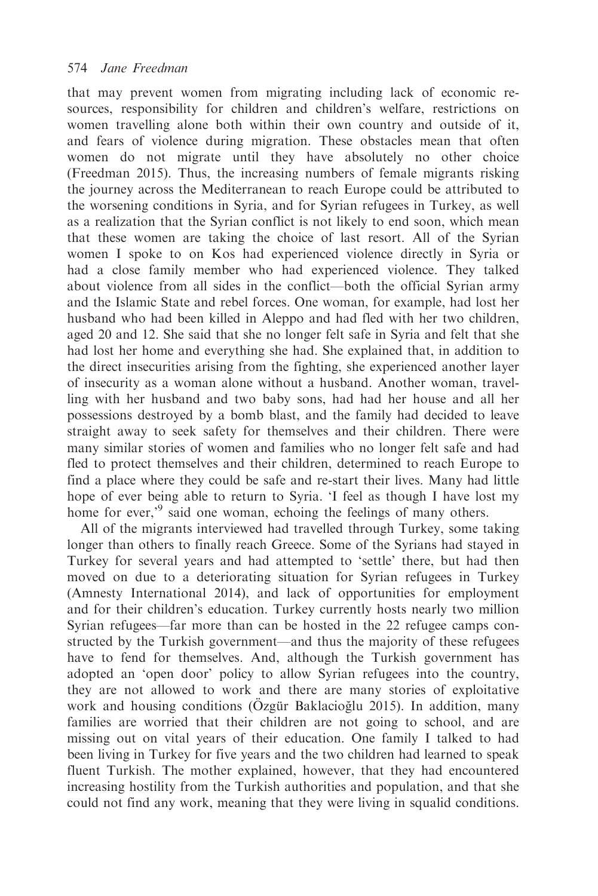that may prevent women from migrating including lack of economic resources, responsibility for children and children's welfare, restrictions on women travelling alone both within their own country and outside of it, and fears of violence during migration. These obstacles mean that often women do not migrate until they have absolutely no other choice (Freedman 2015). Thus, the increasing numbers of female migrants risking the journey across the Mediterranean to reach Europe could be attributed to the worsening conditions in Syria, and for Syrian refugees in Turkey, as well as a realization that the Syrian conflict is not likely to end soon, which mean that these women are taking the choice of last resort. All of the Syrian women I spoke to on Kos had experienced violence directly in Syria or had a close family member who had experienced violence. They talked about violence from all sides in the conflict—both the official Syrian army and the Islamic State and rebel forces. One woman, for example, had lost her husband who had been killed in Aleppo and had fled with her two children, aged 20 and 12. She said that she no longer felt safe in Syria and felt that she had lost her home and everything she had. She explained that, in addition to the direct insecurities arising from the fighting, she experienced another layer of insecurity as a woman alone without a husband. Another woman, travelling with her husband and two baby sons, had had her house and all her possessions destroyed by a bomb blast, and the family had decided to leave straight away to seek safety for themselves and their children. There were many similar stories of women and families who no longer felt safe and had fled to protect themselves and their children, determined to reach Europe to find a place where they could be safe and re-start their lives. Many had little hope of ever being able to return to Syria. 'I feel as though I have lost my home for ever,'[9] said one woman, echoing the feelings of many others.

All of the migrants interviewed had travelled through Turkey, some taking longer than others to finally reach Greece. Some of the Syrians had stayed in Turkey for several years and had attempted to 'settle' there, but had then moved on due to a deteriorating situation for Syrian refugees in Turkey (Amnesty International 2014), and lack of opportunities for employment and for their children's education. Turkey currently hosts nearly two million Syrian refugees—far more than can be hosted in the 22 refugee camps constructed by the Turkish government—and thus the majority of these refugees have to fend for themselves. And, although the Turkish government has adopted an 'open door' policy to allow Syrian refugees into the country, they are not allowed to work and there are many stories of exploitative work and housing conditions (Özgür Baklacioğlu 2015). In addition, many families are worried that their children are not going to school, and are missing out on vital years of their education. One family I talked to had been living in Turkey for five years and the two children had learned to speak fluent Turkish. The mother explained, however, that they had encountered increasing hostility from the Turkish authorities and population, and that she could not find any work, meaning that they were living in squalid conditions.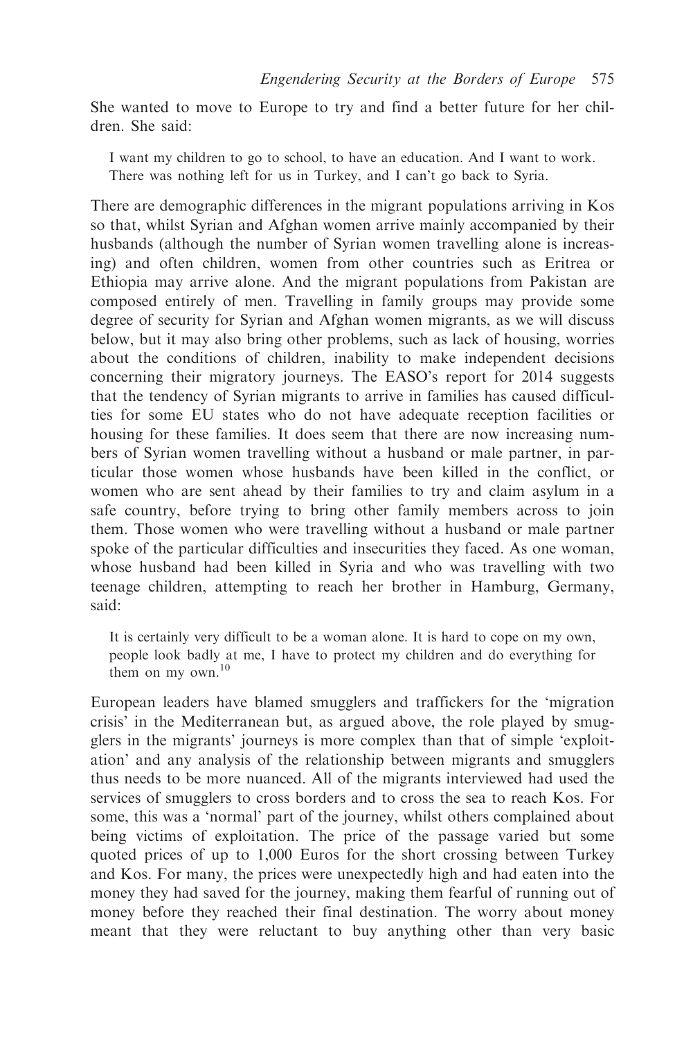She wanted to move to Europe to try and find a better future for her children. She said:

> I want my children to go to school, to have an education. And I want to work. There was nothing left for us in Turkey, and I can't go back to Syria.

There are demographic differences in the migrant populations arriving in Kos so that, whilst Syrian and Afghan women arrive mainly accompanied by their husbands (although the number of Syrian women travelling alone is increasing) and often children, women from other countries such as Eritrea or Ethiopia may arrive alone. And the migrant populations from Pakistan are composed entirely of men. Travelling in family groups may provide some degree of security for Syrian and Afghan women migrants, as we will discuss below, but it may also bring other problems, such as lack of housing, worries about the conditions of children, inability to make independent decisions concerning their migratory journeys. The EASO's report for 2014 suggests that the tendency of Syrian migrants to arrive in families has caused difficulties for some EU states who do not have adequate reception facilities or housing for these families. It does seem that there are now increasing numbers of Syrian women travelling without a husband or male partner, in particular those women whose husbands have been killed in the conflict, or women who are sent ahead by their families to try and claim asylum in a safe country, before trying to bring other family members across to join them. Those women who were travelling without a husband or male partner spoke of the particular difficulties and insecurities they faced. As one woman, whose husband had been killed in Syria and who was travelling with two teenage children, attempting to reach her brother in Hamburg, Germany, said:

> It is certainly very difficult to be a woman alone. It is hard to cope on my own, people look badly at me, I have to protect my children and do everything for them on my own.[10]

European leaders have blamed smugglers and traffickers for the 'migration crisis' in the Mediterranean but, as argued above, the role played by smugglers in the migrants' journeys is more complex than that of simple 'exploitation' and any analysis of the relationship between migrants and smugglers thus needs to be more nuanced. All of the migrants interviewed had used the services of smugglers to cross borders and to cross the sea to reach Kos. For some, this was a 'normal' part of the journey, whilst others complained about being victims of exploitation. The price of the passage varied but some quoted prices of up to 1,000 Euros for the short crossing between Turkey and Kos. For many, the prices were unexpectedly high and had eaten into the money they had saved for the journey, making them fearful of running out of money before they reached their final destination. The worry about money meant that they were reluctant to buy anything other than very basic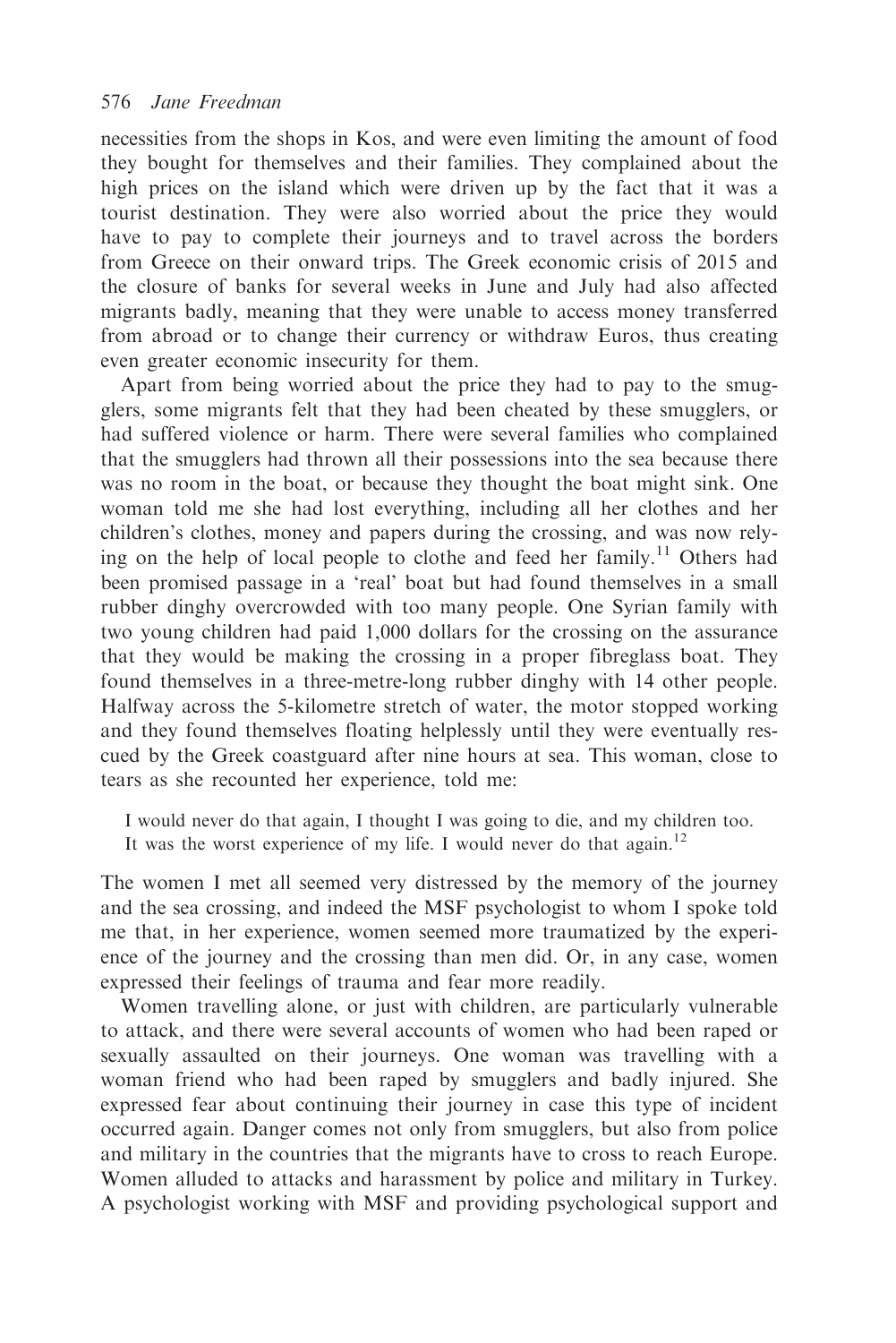necessities from the shops in Kos, and were even limiting the amount of food they bought for themselves and their families. They complained about the high prices on the island which were driven up by the fact that it was a tourist destination. They were also worried about the price they would have to pay to complete their journeys and to travel across the borders from Greece on their onward trips. The Greek economic crisis of 2015 and the closure of banks for several weeks in June and July had also affected migrants badly, meaning that they were unable to access money transferred from abroad or to change their currency or withdraw Euros, thus creating even greater economic insecurity for them.

Apart from being worried about the price they had to pay to the smugglers, some migrants felt that they had been cheated by these smugglers, or had suffered violence or harm. There were several families who complained that the smugglers had thrown all their possessions into the sea because there was no room in the boat, or because they thought the boat might sink. One woman told me she had lost everything, including all her clothes and her children's clothes, money and papers during the crossing, and was now relying on the help of local people to clothe and feed her family.[11] Others had been promised passage in a 'real' boat but had found themselves in a small rubber dinghy overcrowded with too many people. One Syrian family with two young children had paid 1,000 dollars for the crossing on the assurance that they would be making the crossing in a proper fibreglass boat. They found themselves in a three-metre-long rubber dinghy with 14 other people. Halfway across the 5-kilometre stretch of water, the motor stopped working and they found themselves floating helplessly until they were eventually rescued by the Greek coastguard after nine hours at sea. This woman, close to tears as she recounted her experience, told me:

> I would never do that again, I thought I was going to die, and my children too. It was the worst experience of my life. I would never do that again.[12]

The women I met all seemed very distressed by the memory of the journey and the sea crossing, and indeed the MSF psychologist to whom I spoke told me that, in her experience, women seemed more traumatized by the experience of the journey and the crossing than men did. Or, in any case, women expressed their feelings of trauma and fear more readily.

Women travelling alone, or just with children, are particularly vulnerable to attack, and there were several accounts of women who had been raped or sexually assaulted on their journeys. One woman was travelling with a woman friend who had been raped by smugglers and badly injured. She expressed fear about continuing their journey in case this type of incident occurred again. Danger comes not only from smugglers, but also from police and military in the countries that the migrants have to cross to reach Europe. Women alluded to attacks and harassment by police and military in Turkey. A psychologist working with MSF and providing psychological support and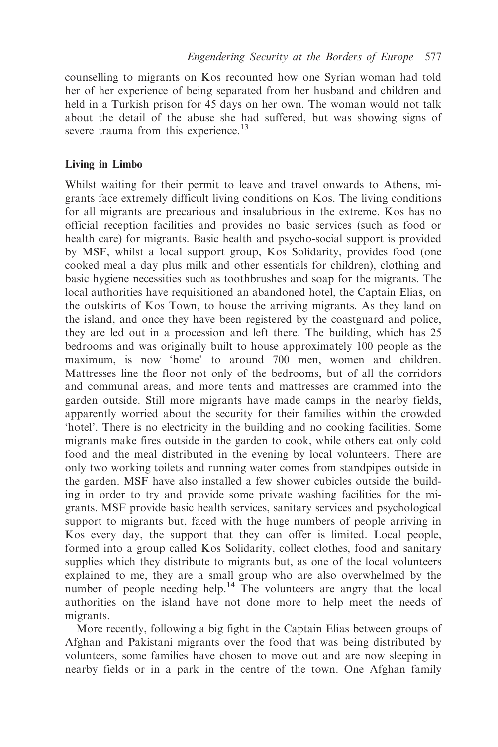counselling to migrants on Kos recounted how one Syrian woman had told her of her experience of being separated from her husband and children and held in a Turkish prison for 45 days on her own. The woman would not talk about the detail of the abuse she had suffered, but was showing signs of severe trauma from this experience.[13]

**Living in Limbo**

Whilst waiting for their permit to leave and travel onwards to Athens, migrants face extremely difficult living conditions on Kos. The living conditions for all migrants are precarious and insalubrious in the extreme. Kos has no official reception facilities and provides no basic services (such as food or health care) for migrants. Basic health and psycho-social support is provided by MSF, whilst a local support group, Kos Solidarity, provides food (one cooked meal a day plus milk and other essentials for children), clothing and basic hygiene necessities such as toothbrushes and soap for the migrants. The local authorities have requisitioned an abandoned hotel, the Captain Elias, on the outskirts of Kos Town, to house the arriving migrants. As they land on the island, and once they have been registered by the coastguard and police, they are led out in a procession and left there. The building, which has 25 bedrooms and was originally built to house approximately 100 people as the maximum, is now 'home' to around 700 men, women and children. Mattresses line the floor not only of the bedrooms, but of all the corridors and communal areas, and more tents and mattresses are crammed into the garden outside. Still more migrants have made camps in the nearby fields, apparently worried about the security for their families within the crowded 'hotel'. There is no electricity in the building and no cooking facilities. Some migrants make fires outside in the garden to cook, while others eat only cold food and the meal distributed in the evening by local volunteers. There are only two working toilets and running water comes from standpipes outside in the garden. MSF have also installed a few shower cubicles outside the building in order to try and provide some private washing facilities for the migrants. MSF provide basic health services, sanitary services and psychological support to migrants but, faced with the huge numbers of people arriving in Kos every day, the support that they can offer is limited. Local people, formed into a group called Kos Solidarity, collect clothes, food and sanitary supplies which they distribute to migrants but, as one of the local volunteers explained to me, they are a small group who are also overwhelmed by the number of people needing help.[14] The volunteers are angry that the local authorities on the island have not done more to help meet the needs of migrants.

More recently, following a big fight in the Captain Elias between groups of Afghan and Pakistani migrants over the food that was being distributed by volunteers, some families have chosen to move out and are now sleeping in nearby fields or in a park in the centre of the town. One Afghan family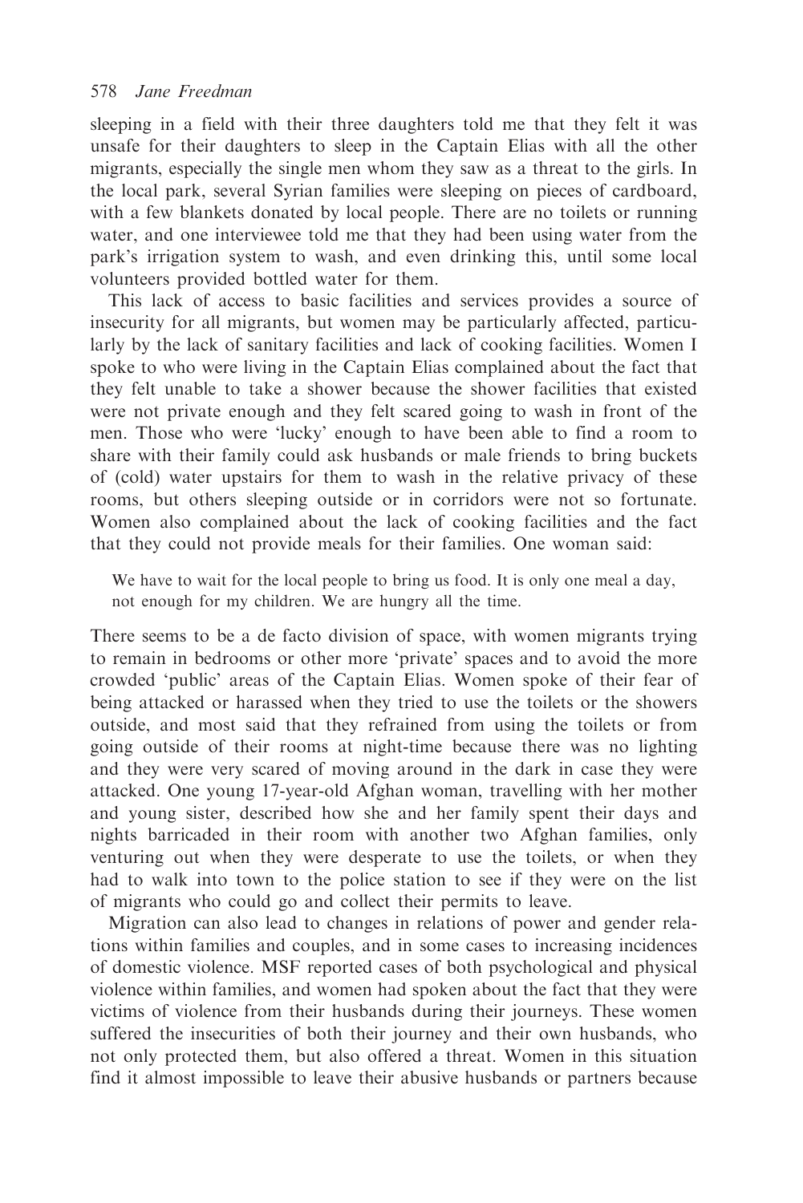sleeping in a field with their three daughters told me that they felt it was unsafe for their daughters to sleep in the Captain Elias with all the other migrants, especially the single men whom they saw as a threat to the girls. In the local park, several Syrian families were sleeping on pieces of cardboard, with a few blankets donated by local people. There are no toilets or running water, and one interviewee told me that they had been using water from the park's irrigation system to wash, and even drinking this, until some local volunteers provided bottled water for them.

This lack of access to basic facilities and services provides a source of insecurity for all migrants, but women may be particularly affected, particularly by the lack of sanitary facilities and lack of cooking facilities. Women I spoke to who were living in the Captain Elias complained about the fact that they felt unable to take a shower because the shower facilities that existed were not private enough and they felt scared going to wash in front of the men. Those who were 'lucky' enough to have been able to find a room to share with their family could ask husbands or male friends to bring buckets of (cold) water upstairs for them to wash in the relative privacy of these rooms, but others sleeping outside or in corridors were not so fortunate. Women also complained about the lack of cooking facilities and the fact that they could not provide meals for their families. One woman said:

> We have to wait for the local people to bring us food. It is only one meal a day, not enough for my children. We are hungry all the time.

There seems to be a de facto division of space, with women migrants trying to remain in bedrooms or other more 'private' spaces and to avoid the more crowded 'public' areas of the Captain Elias. Women spoke of their fear of being attacked or harassed when they tried to use the toilets or the showers outside, and most said that they refrained from using the toilets or from going outside of their rooms at night-time because there was no lighting and they were very scared of moving around in the dark in case they were attacked. One young 17-year-old Afghan woman, travelling with her mother and young sister, described how she and her family spent their days and nights barricaded in their room with another two Afghan families, only venturing out when they were desperate to use the toilets, or when they had to walk into town to the police station to see if they were on the list of migrants who could go and collect their permits to leave.

Migration can also lead to changes in relations of power and gender relations within families and couples, and in some cases to increasing incidences of domestic violence. MSF reported cases of both psychological and physical violence within families, and women had spoken about the fact that they were victims of violence from their husbands during their journeys. These women suffered the insecurities of both their journey and their own husbands, who not only protected them, but also offered a threat. Women in this situation find it almost impossible to leave their abusive husbands or partners because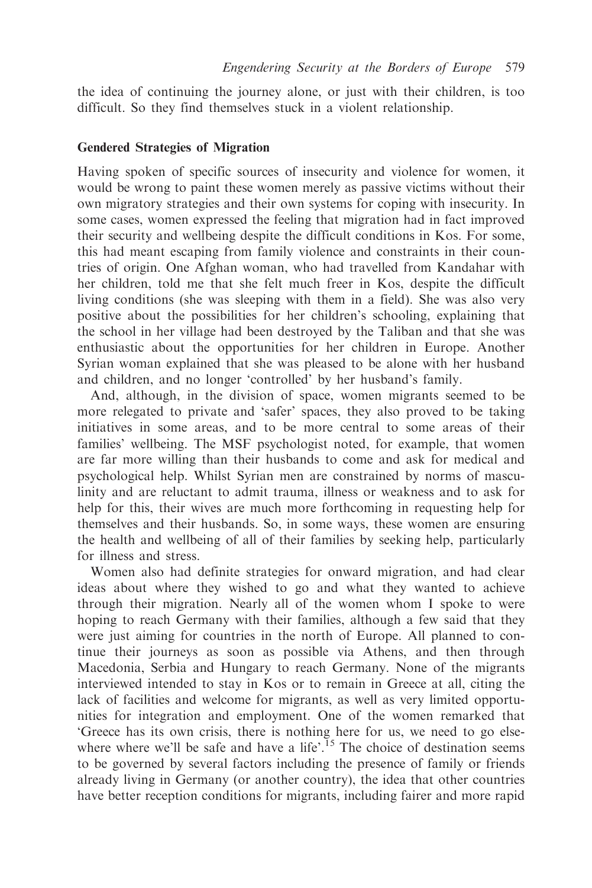the idea of continuing the journey alone, or just with their children, is too difficult. So they find themselves stuck in a violent relationship.

### Gendered Strategies of Migration

Having spoken of specific sources of insecurity and violence for women, it would be wrong to paint these women merely as passive victims without their own migratory strategies and their own systems for coping with insecurity. In some cases, women expressed the feeling that migration had in fact improved their security and wellbeing despite the difficult conditions in Kos. For some, this had meant escaping from family violence and constraints in their countries of origin. One Afghan woman, who had travelled from Kandahar with her children, told me that she felt much freer in Kos, despite the difficult living conditions (she was sleeping with them in a field). She was also very positive about the possibilities for her children's schooling, explaining that the school in her village had been destroyed by the Taliban and that she was enthusiastic about the opportunities for her children in Europe. Another Syrian woman explained that she was pleased to be alone with her husband and children, and no longer 'controlled' by her husband's family.

And, although, in the division of space, women migrants seemed to be more relegated to private and 'safer' spaces, they also proved to be taking initiatives in some areas, and to be more central to some areas of their families' wellbeing. The MSF psychologist noted, for example, that women are far more willing than their husbands to come and ask for medical and psychological help. Whilst Syrian men are constrained by norms of masculinity and are reluctant to admit trauma, illness or weakness and to ask for help for this, their wives are much more forthcoming in requesting help for themselves and their husbands. So, in some ways, these women are ensuring the health and wellbeing of all of their families by seeking help, particularly for illness and stress.

Women also had definite strategies for onward migration, and had clear ideas about where they wished to go and what they wanted to achieve through their migration. Nearly all of the women whom I spoke to were hoping to reach Germany with their families, although a few said that they were just aiming for countries in the north of Europe. All planned to continue their journeys as soon as possible via Athens, and then through Macedonia, Serbia and Hungary to reach Germany. None of the migrants interviewed intended to stay in Kos or to remain in Greece at all, citing the lack of facilities and welcome for migrants, as well as very limited opportunities for integration and employment. One of the women remarked that 'Greece has its own crisis, there is nothing here for us, we need to go elsewhere where we'll be safe and have a life'.[15] The choice of destination seems to be governed by several factors including the presence of family or friends already living in Germany (or another country), the idea that other countries have better reception conditions for migrants, including fairer and more rapid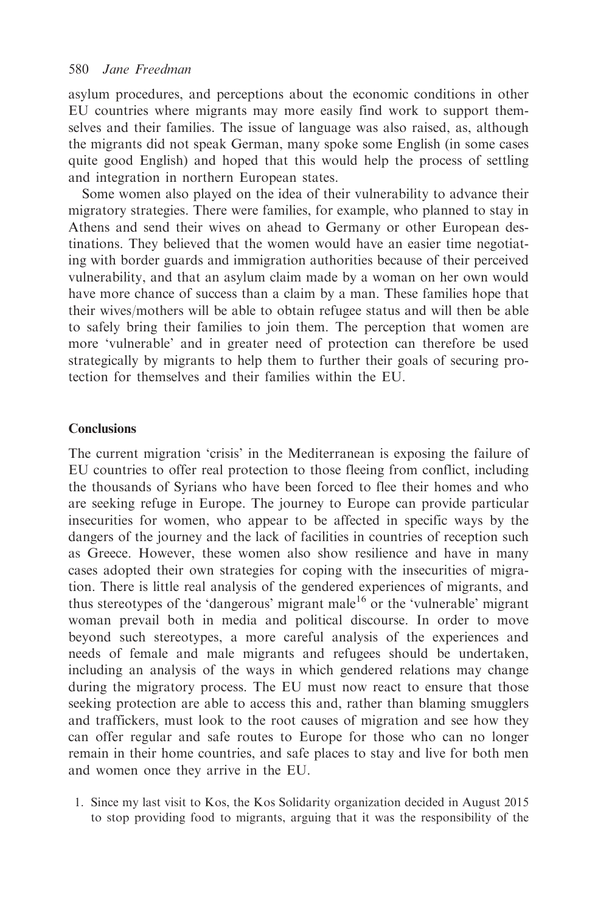asylum procedures, and perceptions about the economic conditions in other EU countries where migrants may more easily find work to support themselves and their families. The issue of language was also raised, as, although the migrants did not speak German, many spoke some English (in some cases quite good English) and hoped that this would help the process of settling and integration in northern European states.

Some women also played on the idea of their vulnerability to advance their migratory strategies. There were families, for example, who planned to stay in Athens and send their wives on ahead to Germany or other European destinations. They believed that the women would have an easier time negotiating with border guards and immigration authorities because of their perceived vulnerability, and that an asylum claim made by a woman on her own would have more chance of success than a claim by a man. These families hope that their wives/mothers will be able to obtain refugee status and will then be able to safely bring their families to join them. The perception that women are more 'vulnerable' and in greater need of protection can therefore be used strategically by migrants to help them to further their goals of securing protection for themselves and their families within the EU.

## Conclusions

The current migration 'crisis' in the Mediterranean is exposing the failure of EU countries to offer real protection to those fleeing from conflict, including the thousands of Syrians who have been forced to flee their homes and who are seeking refuge in Europe. The journey to Europe can provide particular insecurities for women, who appear to be affected in specific ways by the dangers of the journey and the lack of facilities in countries of reception such as Greece. However, these women also show resilience and have in many cases adopted their own strategies for coping with the insecurities of migration. There is little real analysis of the gendered experiences of migrants, and thus stereotypes of the 'dangerous' migrant male[16] or the 'vulnerable' migrant woman prevail both in media and political discourse. In order to move beyond such stereotypes, a more careful analysis of the experiences and needs of female and male migrants and refugees should be undertaken, including an analysis of the ways in which gendered relations may change during the migratory process. The EU must now react to ensure that those seeking protection are able to access this and, rather than blaming smugglers and traffickers, must look to the root causes of migration and see how they can offer regular and safe routes to Europe for those who can no longer remain in their home countries, and safe places to stay and live for both men and women once they arrive in the EU.

1. Since my last visit to Kos, the Kos Solidarity organization decided in August 2015 to stop providing food to migrants, arguing that it was the responsibility of the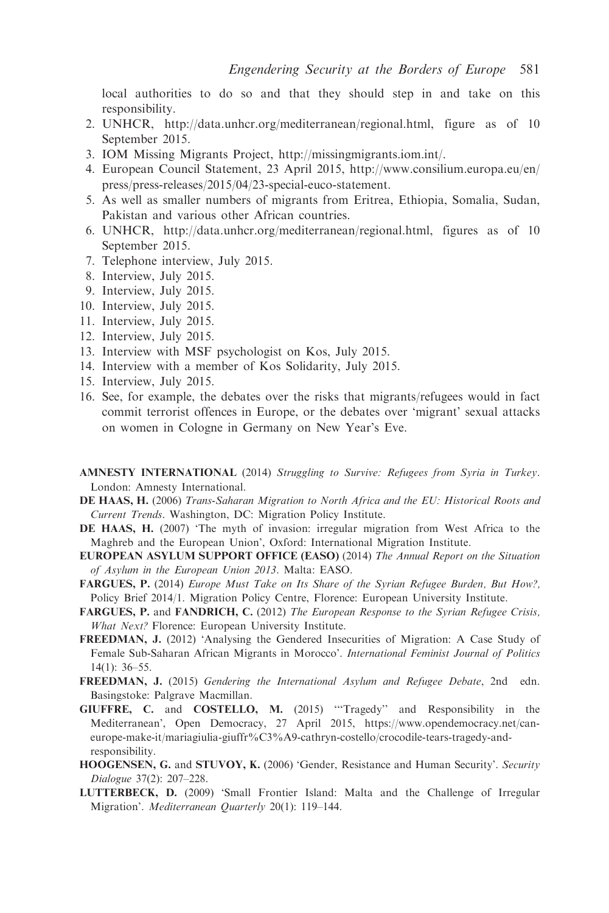local authorities to do so and that they should step in and take on this responsibility.

2. UNHCR, http://data.unhcr.org/mediterranean/regional.html, figure as of 10 September 2015.
3. IOM Missing Migrants Project, http://missingmigrants.iom.int/.
4. European Council Statement, 23 April 2015, http://www.consilium.europa.eu/en/press/press-releases/2015/04/23-special-euco-statement.
5. As well as smaller numbers of migrants from Eritrea, Ethiopia, Somalia, Sudan, Pakistan and various other African countries.
6. UNHCR, http://data.unhcr.org/mediterranean/regional.html, figures as of 10 September 2015.
7. Telephone interview, July 2015.
8. Interview, July 2015.
9. Interview, July 2015.
10. Interview, July 2015.
11. Interview, July 2015.
12. Interview, July 2015.
13. Interview with MSF psychologist on Kos, July 2015.
14. Interview with a member of Kos Solidarity, July 2015.
15. Interview, July 2015.
16. See, for example, the debates over the risks that migrants/refugees would in fact commit terrorist offences in Europe, or the debates over 'migrant' sexual attacks on women in Cologne in Germany on New Year's Eve.

**AMNESTY INTERNATIONAL** (2014) *Struggling to Survive: Refugees from Syria in Turkey*. London: Amnesty International.

**DE HAAS, H.** (2006) *Trans-Saharan Migration to North Africa and the EU: Historical Roots and Current Trends*. Washington, DC: Migration Policy Institute.

**DE HAAS, H.** (2007) 'The myth of invasion: irregular migration from West Africa to the Maghreb and the European Union', Oxford: International Migration Institute.

**EUROPEAN ASYLUM SUPPORT OFFICE (EASO)** (2014) *The Annual Report on the Situation of Asylum in the European Union 2013*. Malta: EASO.

**FARGUES, P.** (2014) *Europe Must Take on Its Share of the Syrian Refugee Burden, But How?,* Policy Brief 2014/1. Migration Policy Centre, Florence: European University Institute.

**FARGUES, P.** and **FANDRICH, C.** (2012) *The European Response to the Syrian Refugee Crisis, What Next?* Florence: European University Institute.

**FREEDMAN, J.** (2012) 'Analysing the Gendered Insecurities of Migration: A Case Study of Female Sub-Saharan African Migrants in Morocco'. *International Feminist Journal of Politics* 14(1): 36–55.

**FREEDMAN, J.** (2015) *Gendering the International Asylum and Refugee Debate*, 2nd edn. Basingstoke: Palgrave Macmillan.

**GIUFFRE, C.** and **COSTELLO, M.** (2015) '"Tragedy" and Responsibility in the Mediterranean', Open Democracy, 27 April 2015, https://www.opendemocracy.net/can-europe-make-it/mariagiulia-giuffr%C3%A9-cathryn-costello/crocodile-tears-tragedy-and-responsibility.

**HOOGENSEN, G.** and **STUVOY, K.** (2006) 'Gender, Resistance and Human Security'. *Security Dialogue* 37(2): 207–228.

**LUTTERBECK, D.** (2009) 'Small Frontier Island: Malta and the Challenge of Irregular Migration'. *Mediterranean Quarterly* 20(1): 119–144.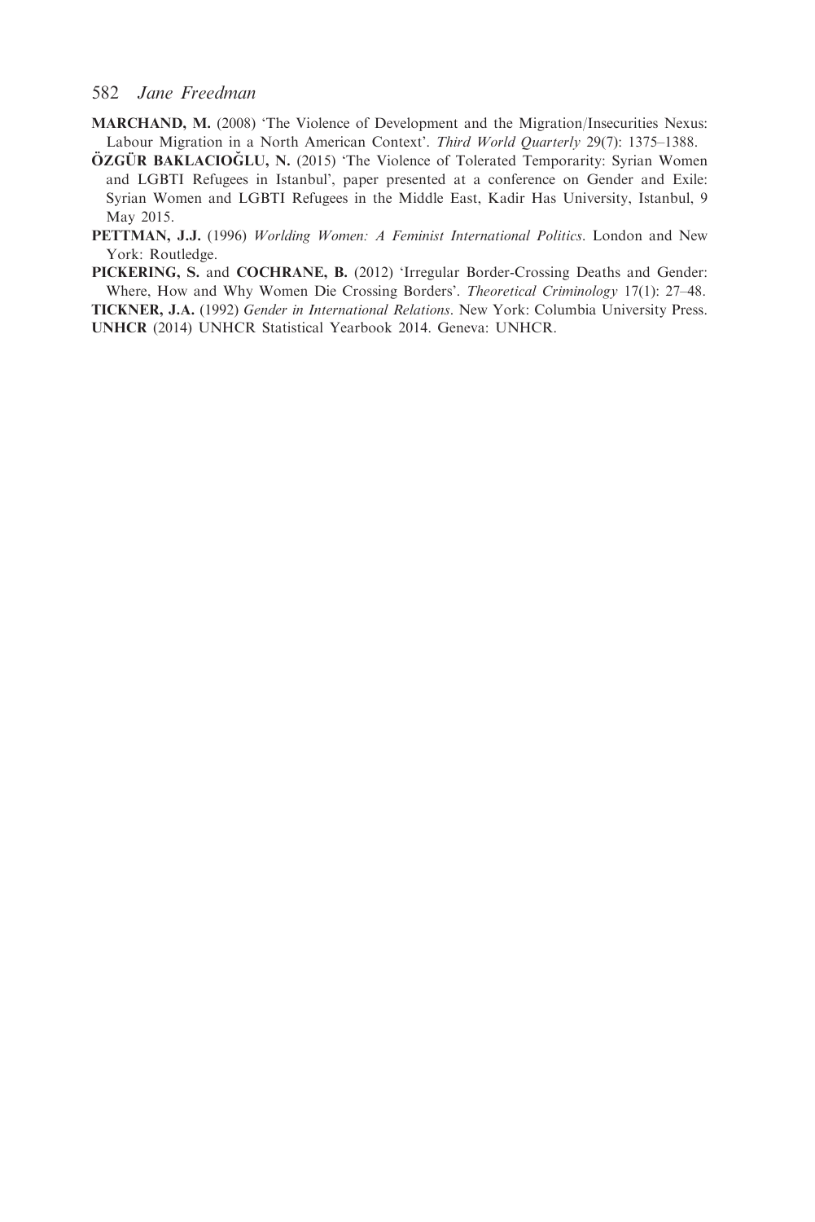**MARCHAND, M.** (2008) 'The Violence of Development and the Migration/Insecurities Nexus: Labour Migration in a North American Context'. *Third World Quarterly* 29(7): 1375–1388.

**ÖZGÜR BAKLACIOĞLU, N.** (2015) 'The Violence of Tolerated Temporarity: Syrian Women and LGBTI Refugees in Istanbul', paper presented at a conference on Gender and Exile: Syrian Women and LGBTI Refugees in the Middle East, Kadir Has University, Istanbul, 9 May 2015.

**PETTMAN, J.J.** (1996) *Worlding Women: A Feminist International Politics*. London and New York: Routledge.

**PICKERING, S.** and **COCHRANE, B.** (2012) 'Irregular Border-Crossing Deaths and Gender: Where, How and Why Women Die Crossing Borders'. *Theoretical Criminology* 17(1): 27–48.

**TICKNER, J.A.** (1992) *Gender in International Relations*. New York: Columbia University Press.

**UNHCR** (2014) UNHCR Statistical Yearbook 2014. Geneva: UNHCR.